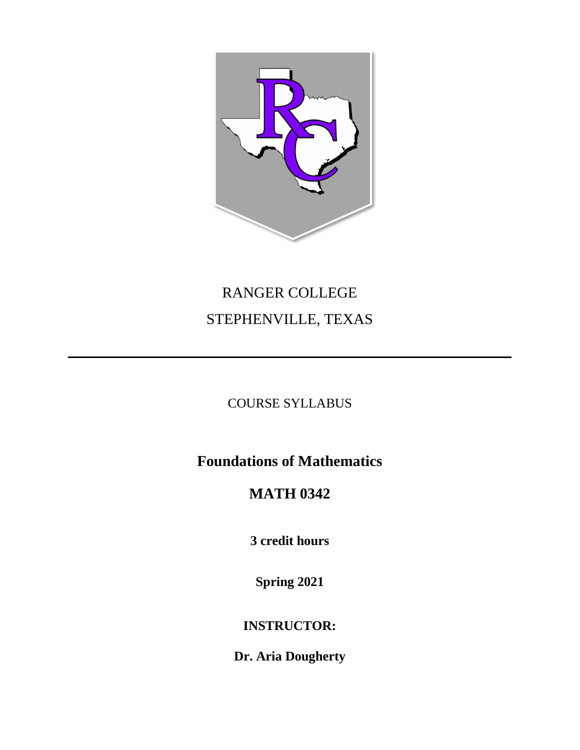RANGER COLLEGE

STEPHENVILLE, TEXAS

---

COURSE SYLLABUS

# Foundations of Mathematics

## MATH 0342

**3 credit hours**

**Spring 2021**

**INSTRUCTOR:**

**Dr. Aria Dougherty**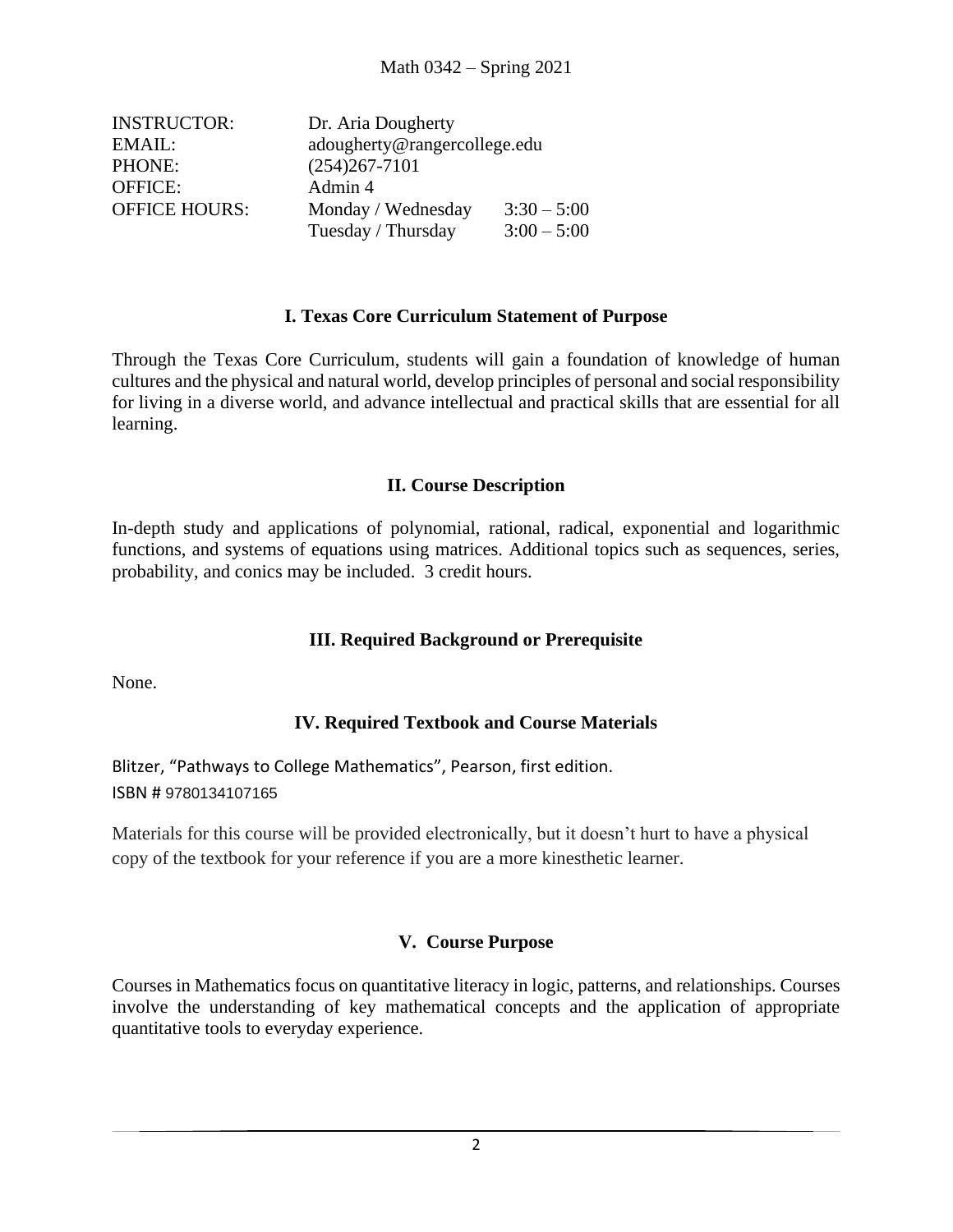| | | |
|---|---|---|
| INSTRUCTOR: | Dr. Aria Dougherty | |
| EMAIL: | adougherty@rangercollege.edu | |
| PHONE: | (254)267-7101 | |
| OFFICE: | Admin 4 | |
| OFFICE HOURS: | Monday / Wednesday | 3:30 – 5:00 |
| | Tuesday / Thursday | 3:00 – 5:00 |

## I. Texas Core Curriculum Statement of Purpose

Through the Texas Core Curriculum, students will gain a foundation of knowledge of human cultures and the physical and natural world, develop principles of personal and social responsibility for living in a diverse world, and advance intellectual and practical skills that are essential for all learning.

## II. Course Description

In-depth study and applications of polynomial, rational, radical, exponential and logarithmic functions, and systems of equations using matrices. Additional topics such as sequences, series, probability, and conics may be included. 3 credit hours.

## III. Required Background or Prerequisite

None.

## IV. Required Textbook and Course Materials

Blitzer, "Pathways to College Mathematics", Pearson, first edition.
ISBN # 9780134107165

Materials for this course will be provided electronically, but it doesn't hurt to have a physical copy of the textbook for your reference if you are a more kinesthetic learner.

## V. Course Purpose

Courses in Mathematics focus on quantitative literacy in logic, patterns, and relationships. Courses involve the understanding of key mathematical concepts and the application of appropriate quantitative tools to everyday experience.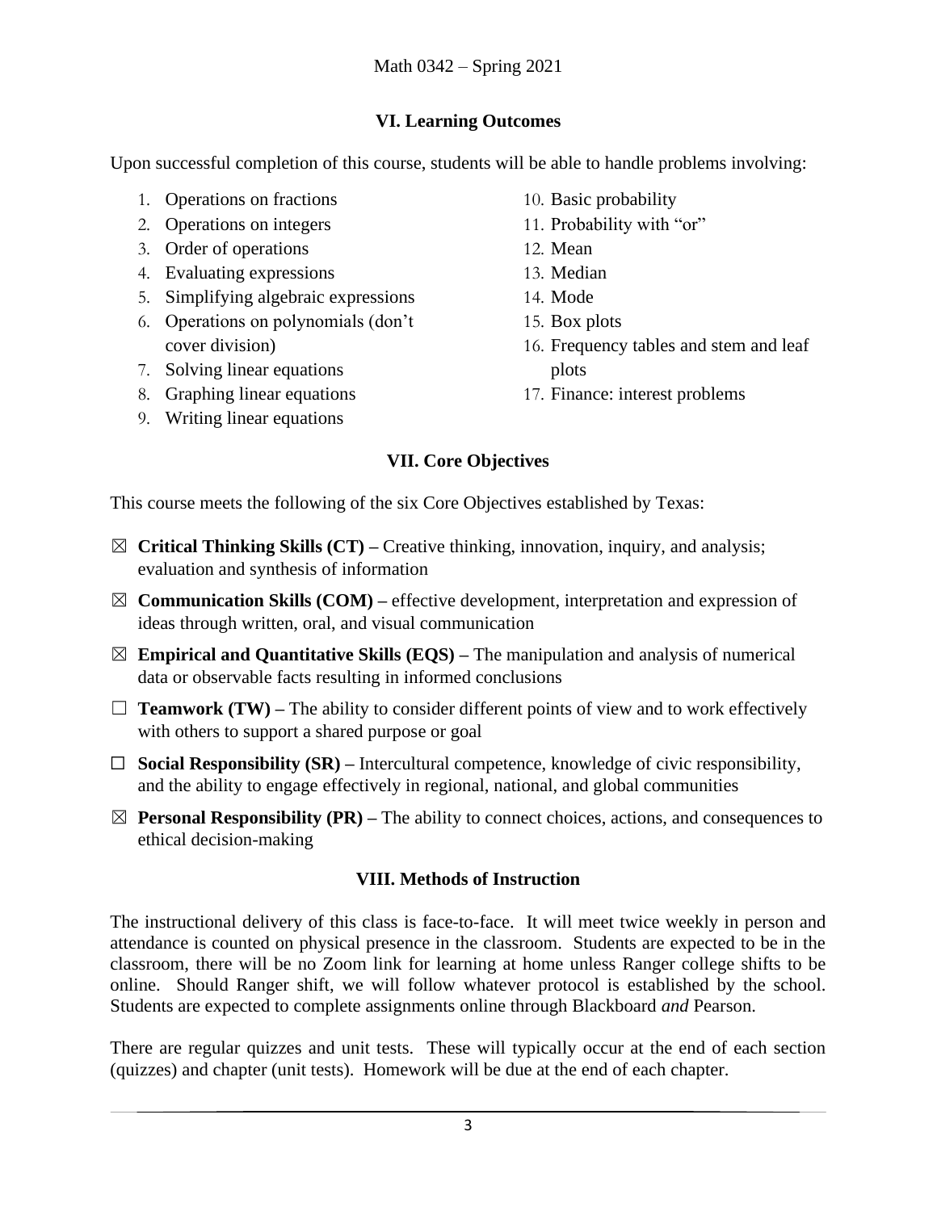## VI. Learning Outcomes

Upon successful completion of this course, students will be able to handle problems involving:

1. Operations on fractions
2. Operations on integers
3. Order of operations
4. Evaluating expressions
5. Simplifying algebraic expressions
6. Operations on polynomials (don't cover division)
7. Solving linear equations
8. Graphing linear equations
9. Writing linear equations
10. Basic probability
11. Probability with "or"
12. Mean
13. Median
14. Mode
15. Box plots
16. Frequency tables and stem and leaf plots
17. Finance: interest problems

## VII. Core Objectives

This course meets the following of the six Core Objectives established by Texas:

☒ **Critical Thinking Skills (CT) –** Creative thinking, innovation, inquiry, and analysis; evaluation and synthesis of information

☒ **Communication Skills (COM) –** effective development, interpretation and expression of ideas through written, oral, and visual communication

☒ **Empirical and Quantitative Skills (EQS) –** The manipulation and analysis of numerical data or observable facts resulting in informed conclusions

☐ **Teamwork (TW) –** The ability to consider different points of view and to work effectively with others to support a shared purpose or goal

☐ **Social Responsibility (SR) –** Intercultural competence, knowledge of civic responsibility, and the ability to engage effectively in regional, national, and global communities

☒ **Personal Responsibility (PR) –** The ability to connect choices, actions, and consequences to ethical decision-making

## VIII. Methods of Instruction

The instructional delivery of this class is face-to-face. It will meet twice weekly in person and attendance is counted on physical presence in the classroom. Students are expected to be in the classroom, there will be no Zoom link for learning at home unless Ranger college shifts to be online. Should Ranger shift, we will follow whatever protocol is established by the school. Students are expected to complete assignments online through Blackboard *and* Pearson.

There are regular quizzes and unit tests. These will typically occur at the end of each section (quizzes) and chapter (unit tests). Homework will be due at the end of each chapter.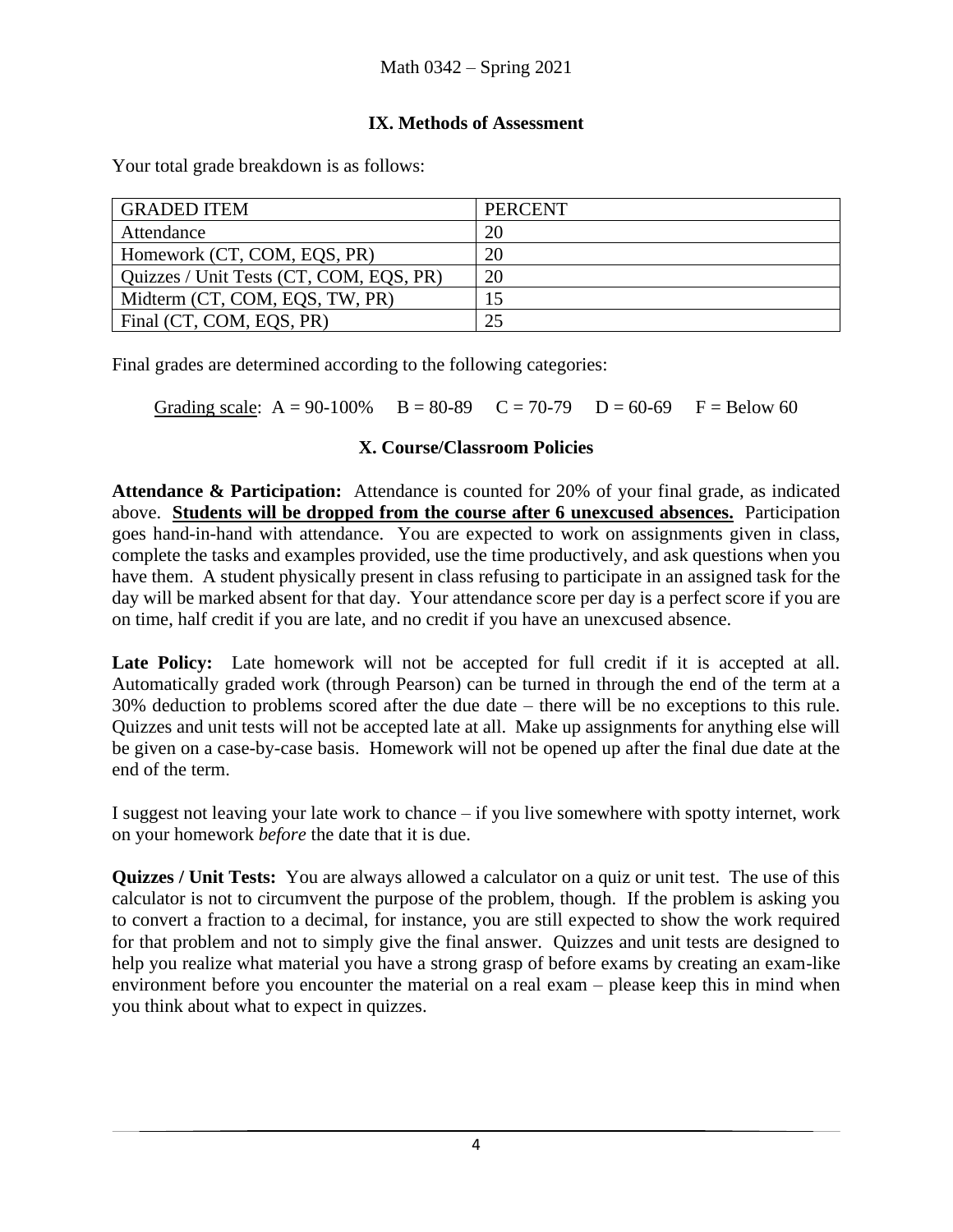## IX. Methods of Assessment

Your total grade breakdown is as follows:

| GRADED ITEM | PERCENT |
| --- | --- |
| Attendance | 20 |
| Homework (CT, COM, EQS, PR) | 20 |
| Quizzes / Unit Tests (CT, COM, EQS, PR) | 20 |
| Midterm (CT, COM, EQS, TW, PR) | 15 |
| Final (CT, COM, EQS, PR) | 25 |

Final grades are determined according to the following categories:

Grading scale: A = 90-100% B = 80-89 C = 70-79 D = 60-69 F = Below 60

## X. Course/Classroom Policies

**Attendance & Participation:** Attendance is counted for 20% of your final grade, as indicated above. **Students will be dropped from the course after 6 unexcused absences.** Participation goes hand-in-hand with attendance. You are expected to work on assignments given in class, complete the tasks and examples provided, use the time productively, and ask questions when you have them. A student physically present in class refusing to participate in an assigned task for the day will be marked absent for that day. Your attendance score per day is a perfect score if you are on time, half credit if you are late, and no credit if you have an unexcused absence.

**Late Policy:** Late homework will not be accepted for full credit if it is accepted at all. Automatically graded work (through Pearson) can be turned in through the end of the term at a 30% deduction to problems scored after the due date – there will be no exceptions to this rule. Quizzes and unit tests will not be accepted late at all. Make up assignments for anything else will be given on a case-by-case basis. Homework will not be opened up after the final due date at the end of the term.

I suggest not leaving your late work to chance – if you live somewhere with spotty internet, work on your homework *before* the date that it is due.

**Quizzes / Unit Tests:** You are always allowed a calculator on a quiz or unit test. The use of this calculator is not to circumvent the purpose of the problem, though. If the problem is asking you to convert a fraction to a decimal, for instance, you are still expected to show the work required for that problem and not to simply give the final answer. Quizzes and unit tests are designed to help you realize what material you have a strong grasp of before exams by creating an exam-like environment before you encounter the material on a real exam – please keep this in mind when you think about what to expect in quizzes.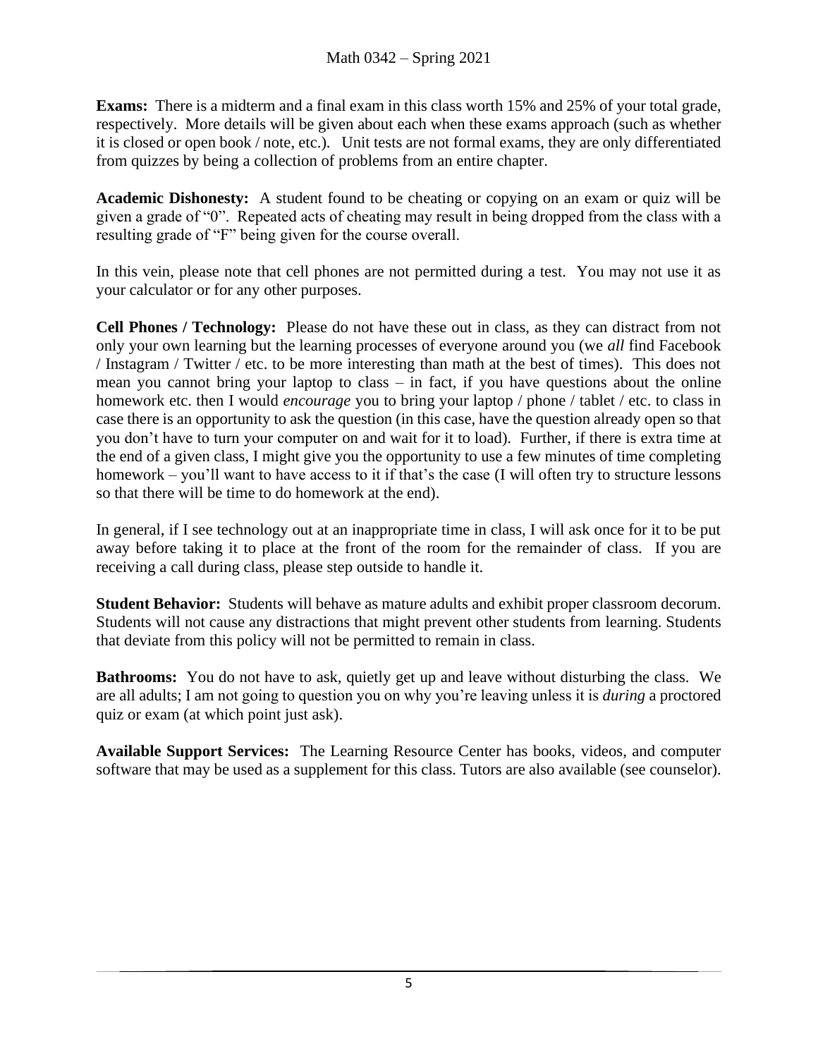**Exams:** There is a midterm and a final exam in this class worth 15% and 25% of your total grade, respectively. More details will be given about each when these exams approach (such as whether it is closed or open book / note, etc.). Unit tests are not formal exams, they are only differentiated from quizzes by being a collection of problems from an entire chapter.

**Academic Dishonesty:** A student found to be cheating or copying on an exam or quiz will be given a grade of "0". Repeated acts of cheating may result in being dropped from the class with a resulting grade of "F" being given for the course overall.

In this vein, please note that cell phones are not permitted during a test. You may not use it as your calculator or for any other purposes.

**Cell Phones / Technology:** Please do not have these out in class, as they can distract from not only your own learning but the learning processes of everyone around you (we *all* find Facebook / Instagram / Twitter / etc. to be more interesting than math at the best of times). This does not mean you cannot bring your laptop to class – in fact, if you have questions about the online homework etc. then I would *encourage* you to bring your laptop / phone / tablet / etc. to class in case there is an opportunity to ask the question (in this case, have the question already open so that you don't have to turn your computer on and wait for it to load). Further, if there is extra time at the end of a given class, I might give you the opportunity to use a few minutes of time completing homework – you'll want to have access to it if that's the case (I will often try to structure lessons so that there will be time to do homework at the end).

In general, if I see technology out at an inappropriate time in class, I will ask once for it to be put away before taking it to place at the front of the room for the remainder of class. If you are receiving a call during class, please step outside to handle it.

**Student Behavior:** Students will behave as mature adults and exhibit proper classroom decorum. Students will not cause any distractions that might prevent other students from learning. Students that deviate from this policy will not be permitted to remain in class.

**Bathrooms:** You do not have to ask, quietly get up and leave without disturbing the class. We are all adults; I am not going to question you on why you're leaving unless it is *during* a proctored quiz or exam (at which point just ask).

**Available Support Services:** The Learning Resource Center has books, videos, and computer software that may be used as a supplement for this class. Tutors are also available (see counselor).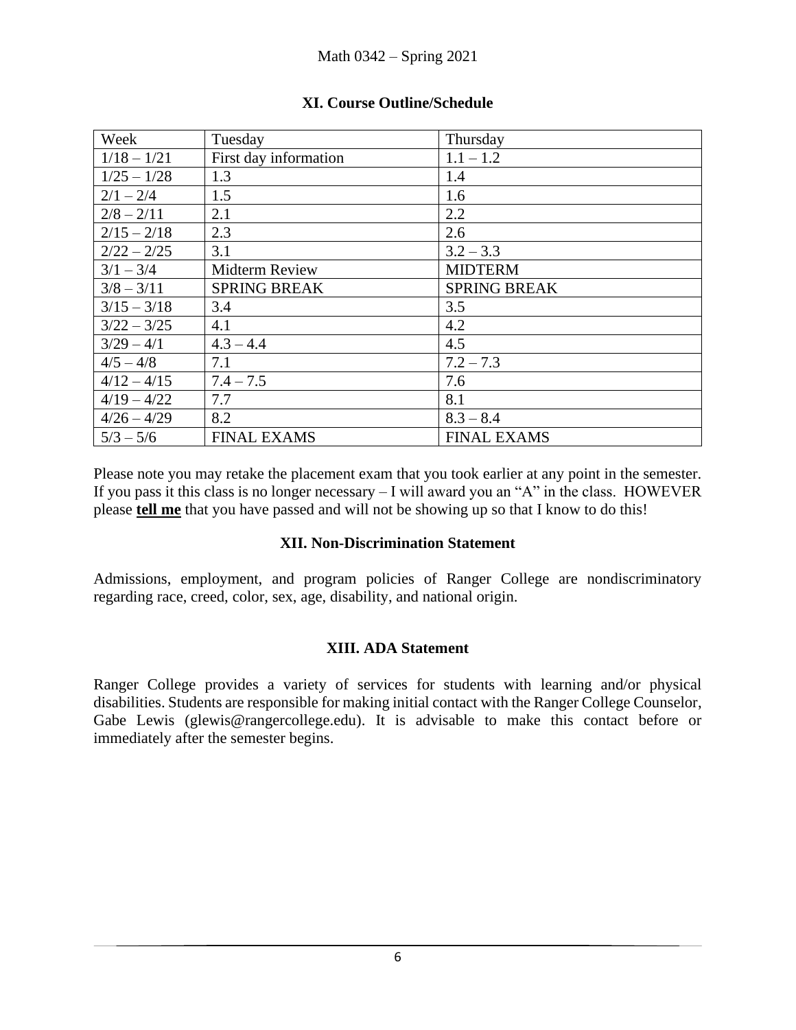### XI. Course Outline/Schedule

| Week | Tuesday | Thursday |
|---|---|---|
| 1/18 – 1/21 | First day information | 1.1 – 1.2 |
| 1/25 – 1/28 | 1.3 | 1.4 |
| 2/1 – 2/4 | 1.5 | 1.6 |
| 2/8 – 2/11 | 2.1 | 2.2 |
| 2/15 – 2/18 | 2.3 | 2.6 |
| 2/22 – 2/25 | 3.1 | 3.2 – 3.3 |
| 3/1 – 3/4 | Midterm Review | MIDTERM |
| 3/8 – 3/11 | SPRING BREAK | SPRING BREAK |
| 3/15 – 3/18 | 3.4 | 3.5 |
| 3/22 – 3/25 | 4.1 | 4.2 |
| 3/29 – 4/1 | 4.3 – 4.4 | 4.5 |
| 4/5 – 4/8 | 7.1 | 7.2 – 7.3 |
| 4/12 – 4/15 | 7.4 – 7.5 | 7.6 |
| 4/19 – 4/22 | 7.7 | 8.1 |
| 4/26 – 4/29 | 8.2 | 8.3 – 8.4 |
| 5/3 – 5/6 | FINAL EXAMS | FINAL EXAMS |

Please note you may retake the placement exam that you took earlier at any point in the semester. If you pass it this class is no longer necessary – I will award you an "A" in the class. HOWEVER please **tell me** that you have passed and will not be showing up so that I know to do this!

### XII. Non-Discrimination Statement

Admissions, employment, and program policies of Ranger College are nondiscriminatory regarding race, creed, color, sex, age, disability, and national origin.

### XIII. ADA Statement

Ranger College provides a variety of services for students with learning and/or physical disabilities. Students are responsible for making initial contact with the Ranger College Counselor, Gabe Lewis (glewis@rangercollege.edu). It is advisable to make this contact before or immediately after the semester begins.